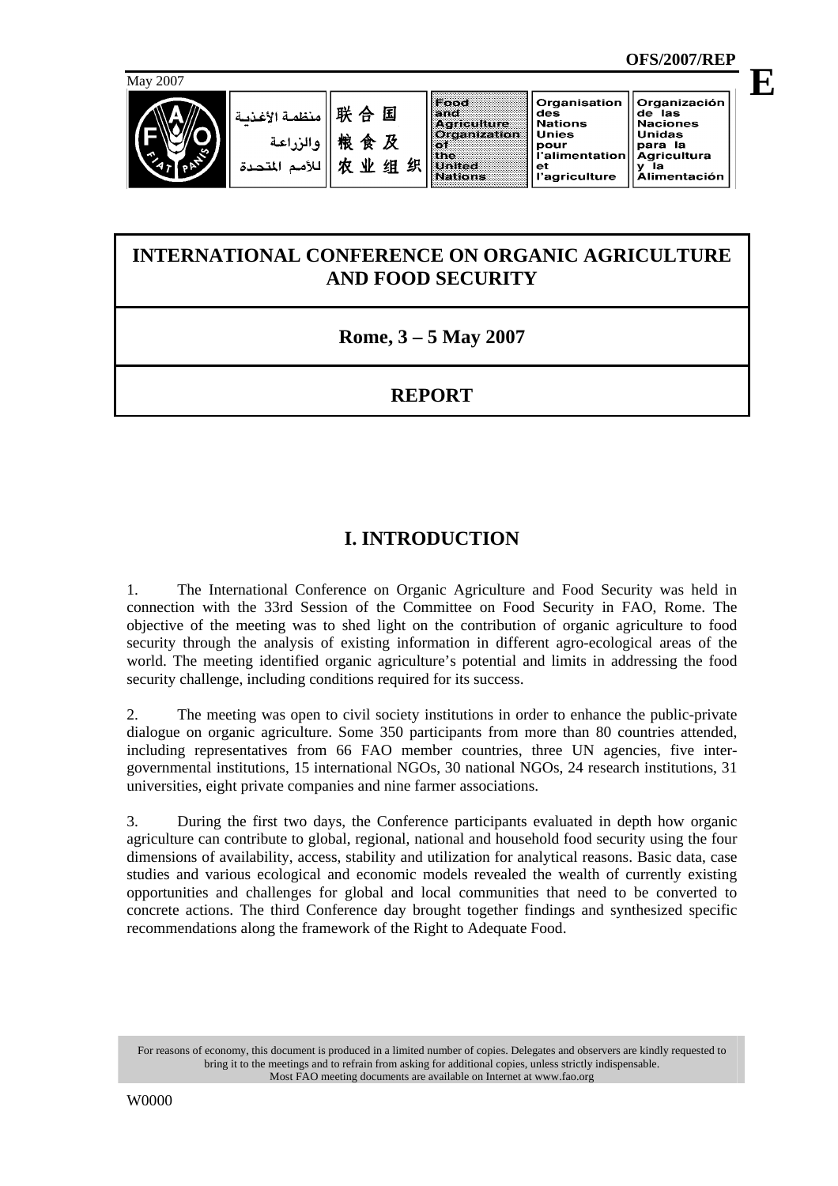OFS/2007/REP

May 2007

E

| منظمة الأغذية والزراعة للأمم المتحدة | 联合国粮食及农业组织 | Food and Agriculture Organization of the United Nations | Organisation des Nations Unies pour l'alimentation et l'agriculture | Organización de las Naciones Unidas para la Agricultura y la Alimentación |
|---|---|---|---|---|

# INTERNATIONAL CONFERENCE ON ORGANIC AGRICULTURE AND FOOD SECURITY

## Rome, 3 – 5 May 2007

## REPORT

## I. INTRODUCTION

1. The International Conference on Organic Agriculture and Food Security was held in connection with the 33rd Session of the Committee on Food Security in FAO, Rome. The objective of the meeting was to shed light on the contribution of organic agriculture to food security through the analysis of existing information in different agro-ecological areas of the world. The meeting identified organic agriculture's potential and limits in addressing the food security challenge, including conditions required for its success.

2. The meeting was open to civil society institutions in order to enhance the public-private dialogue on organic agriculture. Some 350 participants from more than 80 countries attended, including representatives from 66 FAO member countries, three UN agencies, five inter-governmental institutions, 15 international NGOs, 30 national NGOs, 24 research institutions, 31 universities, eight private companies and nine farmer associations.

3. During the first two days, the Conference participants evaluated in depth how organic agriculture can contribute to global, regional, national and household food security using the four dimensions of availability, access, stability and utilization for analytical reasons. Basic data, case studies and various ecological and economic models revealed the wealth of currently existing opportunities and challenges for global and local communities that need to be converted to concrete actions. The third Conference day brought together findings and synthesized specific recommendations along the framework of the Right to Adequate Food.

For reasons of economy, this document is produced in a limited number of copies. Delegates and observers are kindly requested to bring it to the meetings and to refrain from asking for additional copies, unless strictly indispensable.
Most FAO meeting documents are available on Internet at www.fao.org

W0000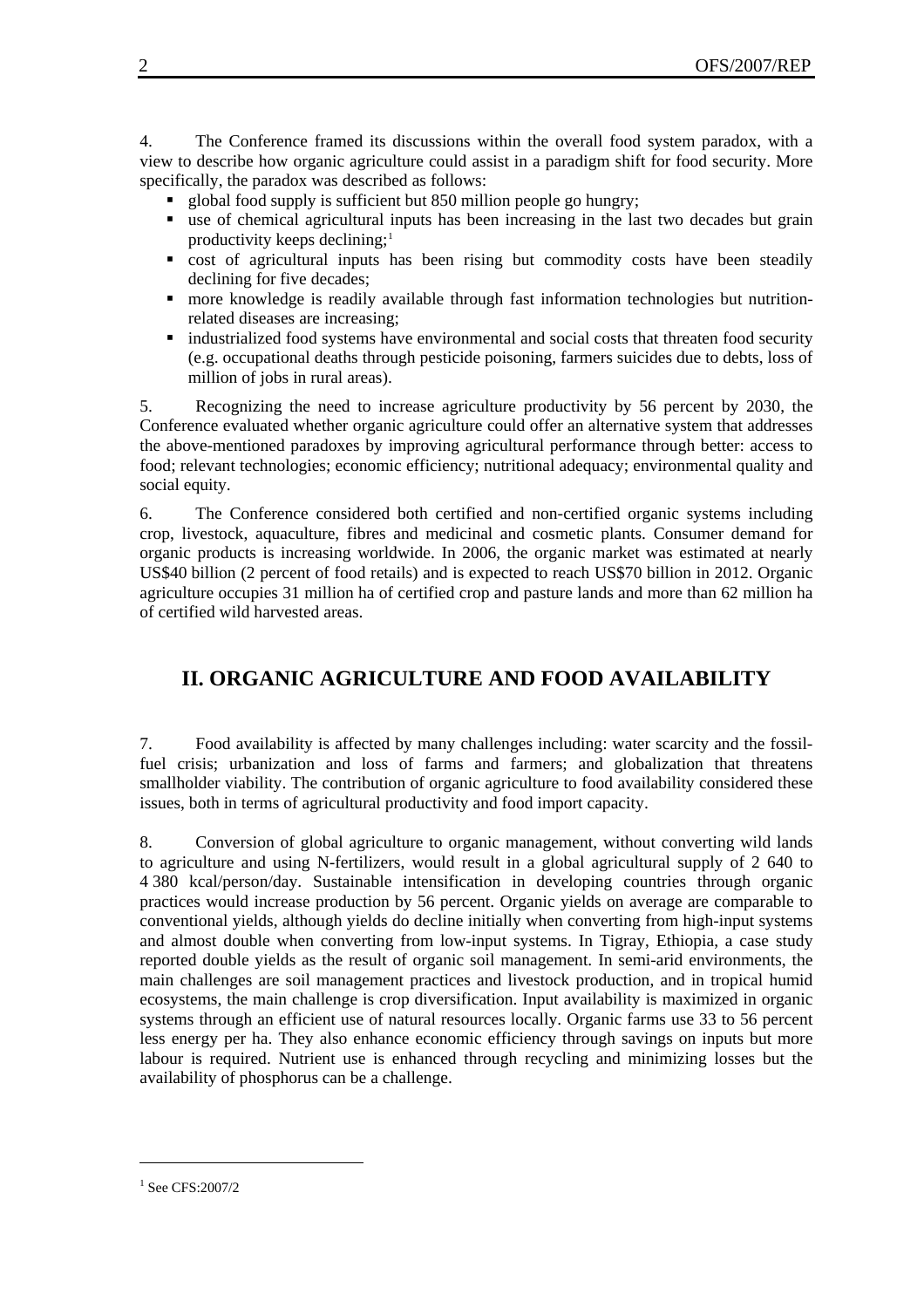4. The Conference framed its discussions within the overall food system paradox, with a view to describe how organic agriculture could assist in a paradigm shift for food security. More specifically, the paradox was described as follows:

- global food supply is sufficient but 850 million people go hungry;
- use of chemical agricultural inputs has been increasing in the last two decades but grain productivity keeps declining;[1]
- cost of agricultural inputs has been rising but commodity costs have been steadily declining for five decades;
- more knowledge is readily available through fast information technologies but nutrition-related diseases are increasing;
- industrialized food systems have environmental and social costs that threaten food security (e.g. occupational deaths through pesticide poisoning, farmers suicides due to debts, loss of million of jobs in rural areas).

5. Recognizing the need to increase agriculture productivity by 56 percent by 2030, the Conference evaluated whether organic agriculture could offer an alternative system that addresses the above-mentioned paradoxes by improving agricultural performance through better: access to food; relevant technologies; economic efficiency; nutritional adequacy; environmental quality and social equity.

6. The Conference considered both certified and non-certified organic systems including crop, livestock, aquaculture, fibres and medicinal and cosmetic plants. Consumer demand for organic products is increasing worldwide. In 2006, the organic market was estimated at nearly US$40 billion (2 percent of food retails) and is expected to reach US$70 billion in 2012. Organic agriculture occupies 31 million ha of certified crop and pasture lands and more than 62 million ha of certified wild harvested areas.

## II. ORGANIC AGRICULTURE AND FOOD AVAILABILITY

7. Food availability is affected by many challenges including: water scarcity and the fossil-fuel crisis; urbanization and loss of farms and farmers; and globalization that threatens smallholder viability. The contribution of organic agriculture to food availability considered these issues, both in terms of agricultural productivity and food import capacity.

8. Conversion of global agriculture to organic management, without converting wild lands to agriculture and using N-fertilizers, would result in a global agricultural supply of 2 640 to 4 380 kcal/person/day. Sustainable intensification in developing countries through organic practices would increase production by 56 percent. Organic yields on average are comparable to conventional yields, although yields do decline initially when converting from high-input systems and almost double when converting from low-input systems. In Tigray, Ethiopia, a case study reported double yields as the result of organic soil management. In semi-arid environments, the main challenges are soil management practices and livestock production, and in tropical humid ecosystems, the main challenge is crop diversification. Input availability is maximized in organic systems through an efficient use of natural resources locally. Organic farms use 33 to 56 percent less energy per ha. They also enhance economic efficiency through savings on inputs but more labour is required. Nutrient use is enhanced through recycling and minimizing losses but the availability of phosphorus can be a challenge.

---

[1] See CFS:2007/2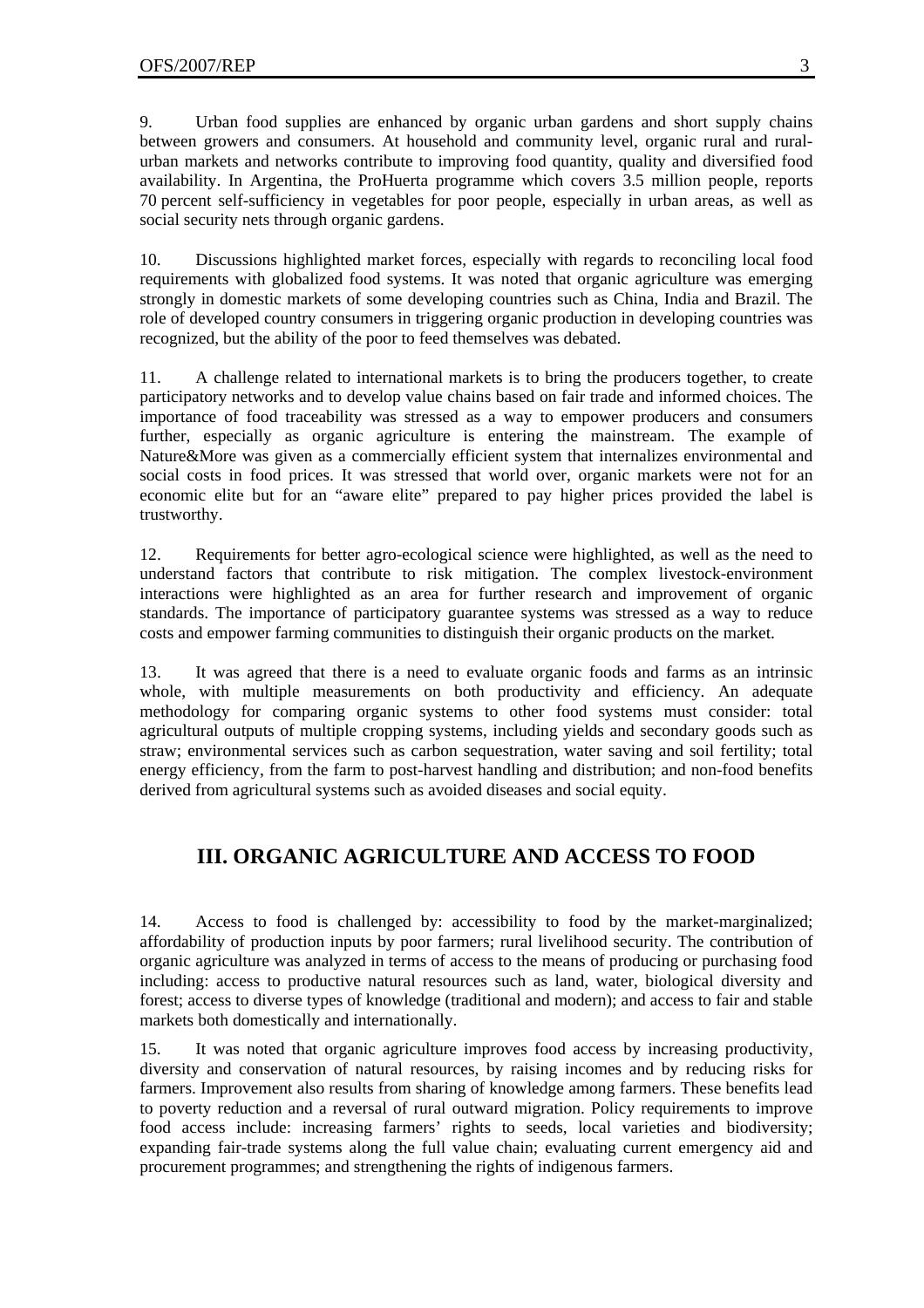9. Urban food supplies are enhanced by organic urban gardens and short supply chains between growers and consumers. At household and community level, organic rural and rural-urban markets and networks contribute to improving food quantity, quality and diversified food availability. In Argentina, the ProHuerta programme which covers 3.5 million people, reports 70 percent self-sufficiency in vegetables for poor people, especially in urban areas, as well as social security nets through organic gardens.

10. Discussions highlighted market forces, especially with regards to reconciling local food requirements with globalized food systems. It was noted that organic agriculture was emerging strongly in domestic markets of some developing countries such as China, India and Brazil. The role of developed country consumers in triggering organic production in developing countries was recognized, but the ability of the poor to feed themselves was debated.

11. A challenge related to international markets is to bring the producers together, to create participatory networks and to develop value chains based on fair trade and informed choices. The importance of food traceability was stressed as a way to empower producers and consumers further, especially as organic agriculture is entering the mainstream. The example of Nature&More was given as a commercially efficient system that internalizes environmental and social costs in food prices. It was stressed that world over, organic markets were not for an economic elite but for an "aware elite" prepared to pay higher prices provided the label is trustworthy.

12. Requirements for better agro-ecological science were highlighted, as well as the need to understand factors that contribute to risk mitigation. The complex livestock-environment interactions were highlighted as an area for further research and improvement of organic standards. The importance of participatory guarantee systems was stressed as a way to reduce costs and empower farming communities to distinguish their organic products on the market.

13. It was agreed that there is a need to evaluate organic foods and farms as an intrinsic whole, with multiple measurements on both productivity and efficiency. An adequate methodology for comparing organic systems to other food systems must consider: total agricultural outputs of multiple cropping systems, including yields and secondary goods such as straw; environmental services such as carbon sequestration, water saving and soil fertility; total energy efficiency, from the farm to post-harvest handling and distribution; and non-food benefits derived from agricultural systems such as avoided diseases and social equity.

## III. ORGANIC AGRICULTURE AND ACCESS TO FOOD

14. Access to food is challenged by: accessibility to food by the market-marginalized; affordability of production inputs by poor farmers; rural livelihood security. The contribution of organic agriculture was analyzed in terms of access to the means of producing or purchasing food including: access to productive natural resources such as land, water, biological diversity and forest; access to diverse types of knowledge (traditional and modern); and access to fair and stable markets both domestically and internationally.

15. It was noted that organic agriculture improves food access by increasing productivity, diversity and conservation of natural resources, by raising incomes and by reducing risks for farmers. Improvement also results from sharing of knowledge among farmers. These benefits lead to poverty reduction and a reversal of rural outward migration. Policy requirements to improve food access include: increasing farmers' rights to seeds, local varieties and biodiversity; expanding fair-trade systems along the full value chain; evaluating current emergency aid and procurement programmes; and strengthening the rights of indigenous farmers.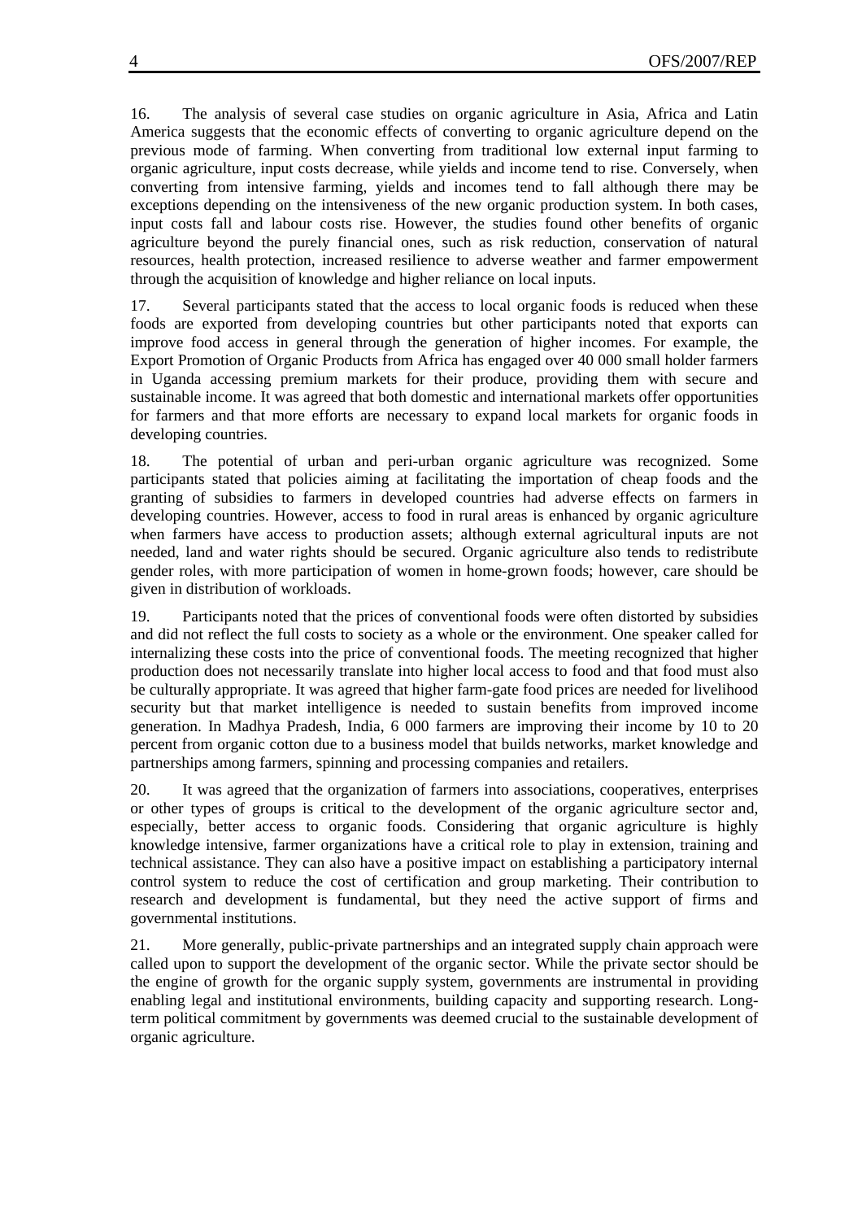16. The analysis of several case studies on organic agriculture in Asia, Africa and Latin America suggests that the economic effects of converting to organic agriculture depend on the previous mode of farming. When converting from traditional low external input farming to organic agriculture, input costs decrease, while yields and income tend to rise. Conversely, when converting from intensive farming, yields and incomes tend to fall although there may be exceptions depending on the intensiveness of the new organic production system. In both cases, input costs fall and labour costs rise. However, the studies found other benefits of organic agriculture beyond the purely financial ones, such as risk reduction, conservation of natural resources, health protection, increased resilience to adverse weather and farmer empowerment through the acquisition of knowledge and higher reliance on local inputs.

17. Several participants stated that the access to local organic foods is reduced when these foods are exported from developing countries but other participants noted that exports can improve food access in general through the generation of higher incomes. For example, the Export Promotion of Organic Products from Africa has engaged over 40 000 small holder farmers in Uganda accessing premium markets for their produce, providing them with secure and sustainable income. It was agreed that both domestic and international markets offer opportunities for farmers and that more efforts are necessary to expand local markets for organic foods in developing countries.

18. The potential of urban and peri-urban organic agriculture was recognized. Some participants stated that policies aiming at facilitating the importation of cheap foods and the granting of subsidies to farmers in developed countries had adverse effects on farmers in developing countries. However, access to food in rural areas is enhanced by organic agriculture when farmers have access to production assets; although external agricultural inputs are not needed, land and water rights should be secured. Organic agriculture also tends to redistribute gender roles, with more participation of women in home-grown foods; however, care should be given in distribution of workloads.

19. Participants noted that the prices of conventional foods were often distorted by subsidies and did not reflect the full costs to society as a whole or the environment. One speaker called for internalizing these costs into the price of conventional foods. The meeting recognized that higher production does not necessarily translate into higher local access to food and that food must also be culturally appropriate. It was agreed that higher farm-gate food prices are needed for livelihood security but that market intelligence is needed to sustain benefits from improved income generation. In Madhya Pradesh, India, 6 000 farmers are improving their income by 10 to 20 percent from organic cotton due to a business model that builds networks, market knowledge and partnerships among farmers, spinning and processing companies and retailers.

20. It was agreed that the organization of farmers into associations, cooperatives, enterprises or other types of groups is critical to the development of the organic agriculture sector and, especially, better access to organic foods. Considering that organic agriculture is highly knowledge intensive, farmer organizations have a critical role to play in extension, training and technical assistance. They can also have a positive impact on establishing a participatory internal control system to reduce the cost of certification and group marketing. Their contribution to research and development is fundamental, but they need the active support of firms and governmental institutions.

21. More generally, public-private partnerships and an integrated supply chain approach were called upon to support the development of the organic sector. While the private sector should be the engine of growth for the organic supply system, governments are instrumental in providing enabling legal and institutional environments, building capacity and supporting research. Long-term political commitment by governments was deemed crucial to the sustainable development of organic agriculture.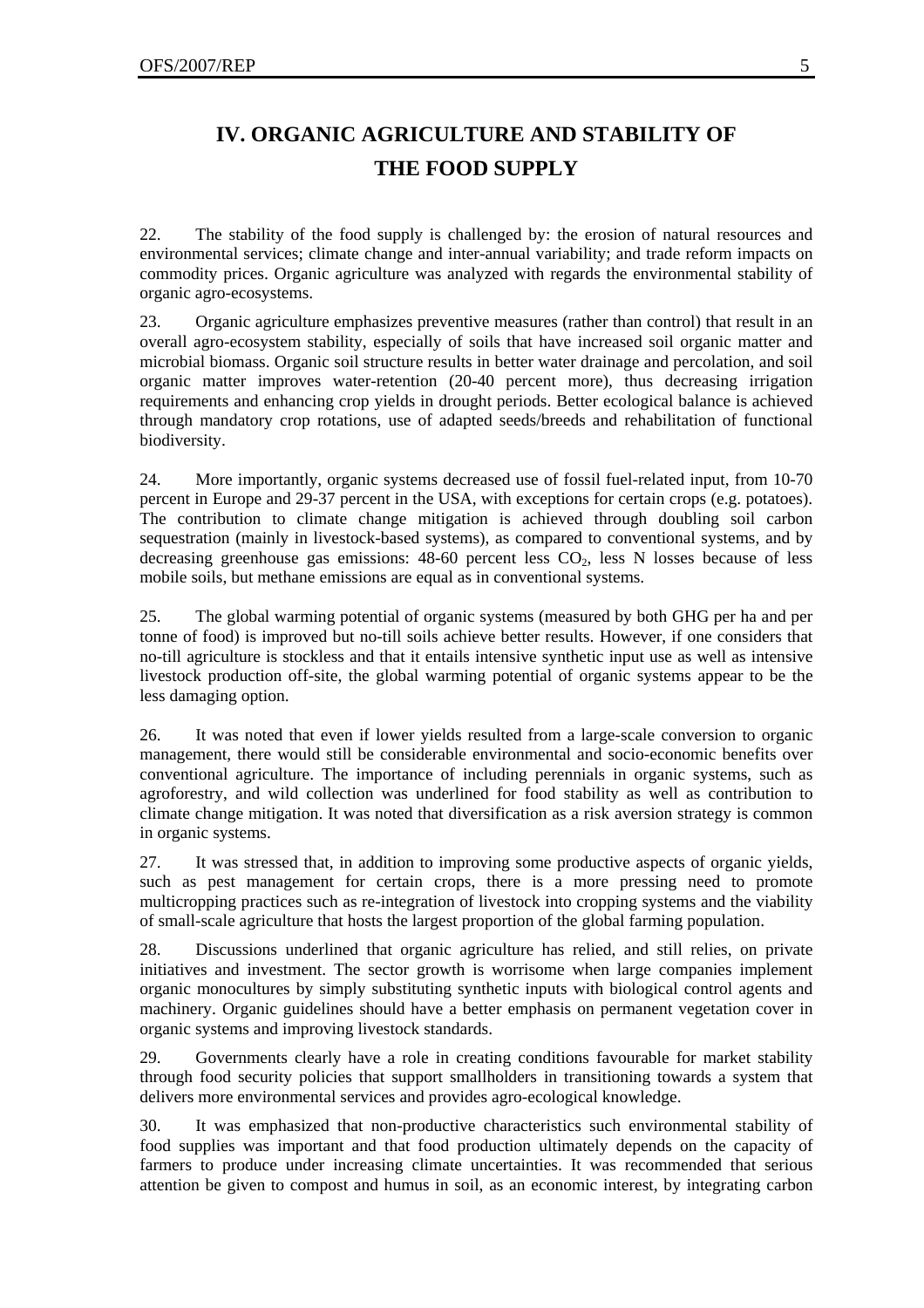# IV. ORGANIC AGRICULTURE AND STABILITY OF THE FOOD SUPPLY

22. The stability of the food supply is challenged by: the erosion of natural resources and environmental services; climate change and inter-annual variability; and trade reform impacts on commodity prices. Organic agriculture was analyzed with regards the environmental stability of organic agro-ecosystems.

23. Organic agriculture emphasizes preventive measures (rather than control) that result in an overall agro-ecosystem stability, especially of soils that have increased soil organic matter and microbial biomass. Organic soil structure results in better water drainage and percolation, and soil organic matter improves water-retention (20-40 percent more), thus decreasing irrigation requirements and enhancing crop yields in drought periods. Better ecological balance is achieved through mandatory crop rotations, use of adapted seeds/breeds and rehabilitation of functional biodiversity.

24. More importantly, organic systems decreased use of fossil fuel-related input, from 10-70 percent in Europe and 29-37 percent in the USA, with exceptions for certain crops (e.g. potatoes). The contribution to climate change mitigation is achieved through doubling soil carbon sequestration (mainly in livestock-based systems), as compared to conventional systems, and by decreasing greenhouse gas emissions: 48-60 percent less $CO_2$, less N losses because of less mobile soils, but methane emissions are equal as in conventional systems.

25. The global warming potential of organic systems (measured by both GHG per ha and per tonne of food) is improved but no-till soils achieve better results. However, if one considers that no-till agriculture is stockless and that it entails intensive synthetic input use as well as intensive livestock production off-site, the global warming potential of organic systems appear to be the less damaging option.

26. It was noted that even if lower yields resulted from a large-scale conversion to organic management, there would still be considerable environmental and socio-economic benefits over conventional agriculture. The importance of including perennials in organic systems, such as agroforestry, and wild collection was underlined for food stability as well as contribution to climate change mitigation. It was noted that diversification as a risk aversion strategy is common in organic systems.

27. It was stressed that, in addition to improving some productive aspects of organic yields, such as pest management for certain crops, there is a more pressing need to promote multicropping practices such as re-integration of livestock into cropping systems and the viability of small-scale agriculture that hosts the largest proportion of the global farming population.

28. Discussions underlined that organic agriculture has relied, and still relies, on private initiatives and investment. The sector growth is worrisome when large companies implement organic monocultures by simply substituting synthetic inputs with biological control agents and machinery. Organic guidelines should have a better emphasis on permanent vegetation cover in organic systems and improving livestock standards.

29. Governments clearly have a role in creating conditions favourable for market stability through food security policies that support smallholders in transitioning towards a system that delivers more environmental services and provides agro-ecological knowledge.

30. It was emphasized that non-productive characteristics such environmental stability of food supplies was important and that food production ultimately depends on the capacity of farmers to produce under increasing climate uncertainties. It was recommended that serious attention be given to compost and humus in soil, as an economic interest, by integrating carbon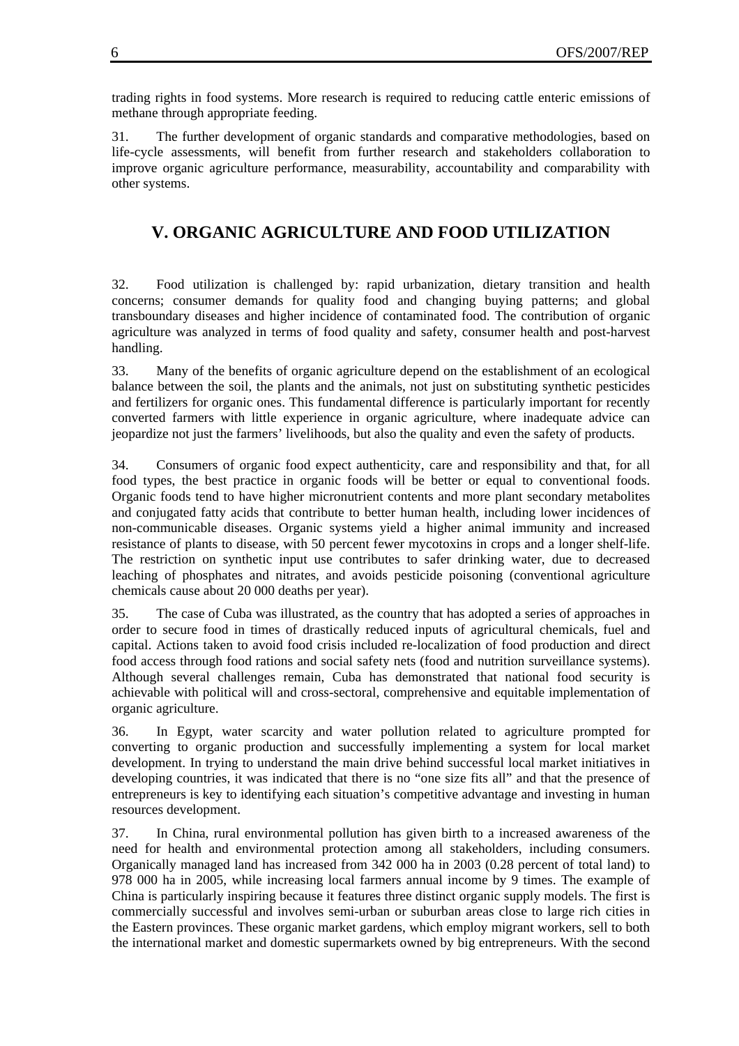trading rights in food systems. More research is required to reducing cattle enteric emissions of methane through appropriate feeding.

31. The further development of organic standards and comparative methodologies, based on life-cycle assessments, will benefit from further research and stakeholders collaboration to improve organic agriculture performance, measurability, accountability and comparability with other systems.

## V. ORGANIC AGRICULTURE AND FOOD UTILIZATION

32. Food utilization is challenged by: rapid urbanization, dietary transition and health concerns; consumer demands for quality food and changing buying patterns; and global transboundary diseases and higher incidence of contaminated food. The contribution of organic agriculture was analyzed in terms of food quality and safety, consumer health and post-harvest handling.

33. Many of the benefits of organic agriculture depend on the establishment of an ecological balance between the soil, the plants and the animals, not just on substituting synthetic pesticides and fertilizers for organic ones. This fundamental difference is particularly important for recently converted farmers with little experience in organic agriculture, where inadequate advice can jeopardize not just the farmers' livelihoods, but also the quality and even the safety of products.

34. Consumers of organic food expect authenticity, care and responsibility and that, for all food types, the best practice in organic foods will be better or equal to conventional foods. Organic foods tend to have higher micronutrient contents and more plant secondary metabolites and conjugated fatty acids that contribute to better human health, including lower incidences of non-communicable diseases. Organic systems yield a higher animal immunity and increased resistance of plants to disease, with 50 percent fewer mycotoxins in crops and a longer shelf-life. The restriction on synthetic input use contributes to safer drinking water, due to decreased leaching of phosphates and nitrates, and avoids pesticide poisoning (conventional agriculture chemicals cause about 20 000 deaths per year).

35. The case of Cuba was illustrated, as the country that has adopted a series of approaches in order to secure food in times of drastically reduced inputs of agricultural chemicals, fuel and capital. Actions taken to avoid food crisis included re-localization of food production and direct food access through food rations and social safety nets (food and nutrition surveillance systems). Although several challenges remain, Cuba has demonstrated that national food security is achievable with political will and cross-sectoral, comprehensive and equitable implementation of organic agriculture.

36. In Egypt, water scarcity and water pollution related to agriculture prompted for converting to organic production and successfully implementing a system for local market development. In trying to understand the main drive behind successful local market initiatives in developing countries, it was indicated that there is no "one size fits all" and that the presence of entrepreneurs is key to identifying each situation's competitive advantage and investing in human resources development.

37. In China, rural environmental pollution has given birth to a increased awareness of the need for health and environmental protection among all stakeholders, including consumers. Organically managed land has increased from 342 000 ha in 2003 (0.28 percent of total land) to 978 000 ha in 2005, while increasing local farmers annual income by 9 times. The example of China is particularly inspiring because it features three distinct organic supply models. The first is commercially successful and involves semi-urban or suburban areas close to large rich cities in the Eastern provinces. These organic market gardens, which employ migrant workers, sell to both the international market and domestic supermarkets owned by big entrepreneurs. With the second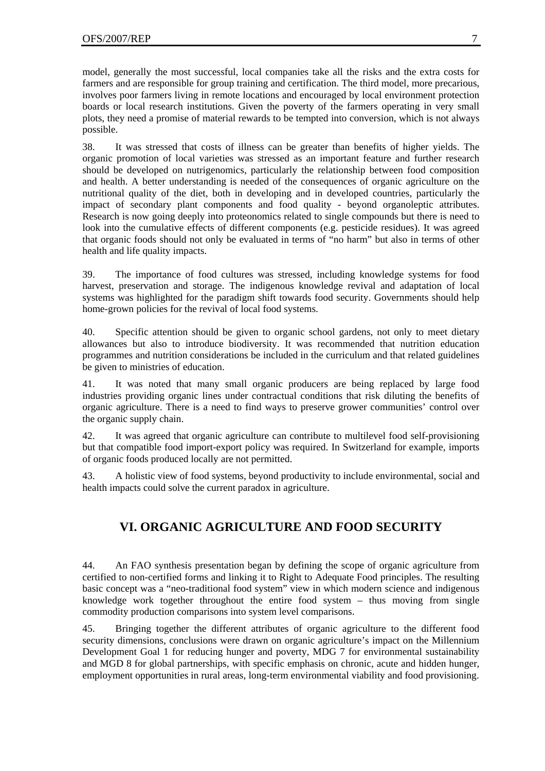model, generally the most successful, local companies take all the risks and the extra costs for farmers and are responsible for group training and certification. The third model, more precarious, involves poor farmers living in remote locations and encouraged by local environment protection boards or local research institutions. Given the poverty of the farmers operating in very small plots, they need a promise of material rewards to be tempted into conversion, which is not always possible.

38. It was stressed that costs of illness can be greater than benefits of higher yields. The organic promotion of local varieties was stressed as an important feature and further research should be developed on nutrigenomics, particularly the relationship between food composition and health. A better understanding is needed of the consequences of organic agriculture on the nutritional quality of the diet, both in developing and in developed countries, particularly the impact of secondary plant components and food quality - beyond organoleptic attributes. Research is now going deeply into proteonomics related to single compounds but there is need to look into the cumulative effects of different components (e.g. pesticide residues). It was agreed that organic foods should not only be evaluated in terms of "no harm" but also in terms of other health and life quality impacts.

39. The importance of food cultures was stressed, including knowledge systems for food harvest, preservation and storage. The indigenous knowledge revival and adaptation of local systems was highlighted for the paradigm shift towards food security. Governments should help home-grown policies for the revival of local food systems.

40. Specific attention should be given to organic school gardens, not only to meet dietary allowances but also to introduce biodiversity. It was recommended that nutrition education programmes and nutrition considerations be included in the curriculum and that related guidelines be given to ministries of education.

41. It was noted that many small organic producers are being replaced by large food industries providing organic lines under contractual conditions that risk diluting the benefits of organic agriculture. There is a need to find ways to preserve grower communities' control over the organic supply chain.

42. It was agreed that organic agriculture can contribute to multilevel food self-provisioning but that compatible food import-export policy was required. In Switzerland for example, imports of organic foods produced locally are not permitted.

43. A holistic view of food systems, beyond productivity to include environmental, social and health impacts could solve the current paradox in agriculture.

## VI. ORGANIC AGRICULTURE AND FOOD SECURITY

44. An FAO synthesis presentation began by defining the scope of organic agriculture from certified to non-certified forms and linking it to Right to Adequate Food principles. The resulting basic concept was a "neo-traditional food system" view in which modern science and indigenous knowledge work together throughout the entire food system – thus moving from single commodity production comparisons into system level comparisons.

45. Bringing together the different attributes of organic agriculture to the different food security dimensions, conclusions were drawn on organic agriculture's impact on the Millennium Development Goal 1 for reducing hunger and poverty, MDG 7 for environmental sustainability and MGD 8 for global partnerships, with specific emphasis on chronic, acute and hidden hunger, employment opportunities in rural areas, long-term environmental viability and food provisioning.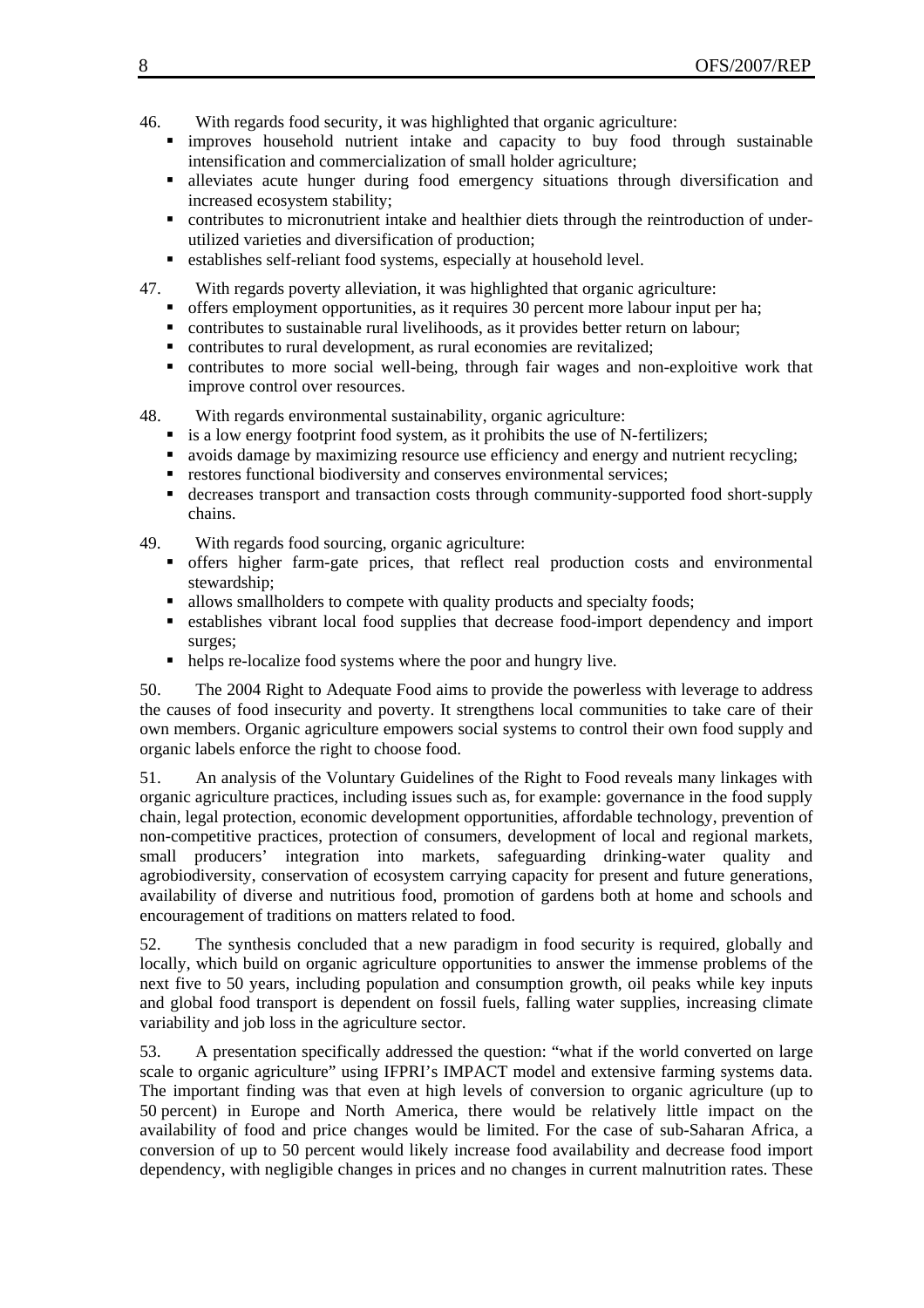46. With regards food security, it was highlighted that organic agriculture:

- improves household nutrient intake and capacity to buy food through sustainable intensification and commercialization of small holder agriculture;
- alleviates acute hunger during food emergency situations through diversification and increased ecosystem stability;
- contributes to micronutrient intake and healthier diets through the reintroduction of under-utilized varieties and diversification of production;
- establishes self-reliant food systems, especially at household level.

47. With regards poverty alleviation, it was highlighted that organic agriculture:

- offers employment opportunities, as it requires 30 percent more labour input per ha;
- contributes to sustainable rural livelihoods, as it provides better return on labour;
- contributes to rural development, as rural economies are revitalized;
- contributes to more social well-being, through fair wages and non-exploitive work that improve control over resources.

48. With regards environmental sustainability, organic agriculture:

- is a low energy footprint food system, as it prohibits the use of N-fertilizers;
- avoids damage by maximizing resource use efficiency and energy and nutrient recycling;
- restores functional biodiversity and conserves environmental services;
- decreases transport and transaction costs through community-supported food short-supply chains.

49. With regards food sourcing, organic agriculture:

- offers higher farm-gate prices, that reflect real production costs and environmental stewardship;
- allows smallholders to compete with quality products and specialty foods;
- establishes vibrant local food supplies that decrease food-import dependency and import surges;
- helps re-localize food systems where the poor and hungry live.

50. The 2004 Right to Adequate Food aims to provide the powerless with leverage to address the causes of food insecurity and poverty. It strengthens local communities to take care of their own members. Organic agriculture empowers social systems to control their own food supply and organic labels enforce the right to choose food.

51. An analysis of the Voluntary Guidelines of the Right to Food reveals many linkages with organic agriculture practices, including issues such as, for example: governance in the food supply chain, legal protection, economic development opportunities, affordable technology, prevention of non-competitive practices, protection of consumers, development of local and regional markets, small producers' integration into markets, safeguarding drinking-water quality and agrobiodiversity, conservation of ecosystem carrying capacity for present and future generations, availability of diverse and nutritious food, promotion of gardens both at home and schools and encouragement of traditions on matters related to food.

52. The synthesis concluded that a new paradigm in food security is required, globally and locally, which build on organic agriculture opportunities to answer the immense problems of the next five to 50 years, including population and consumption growth, oil peaks while key inputs and global food transport is dependent on fossil fuels, falling water supplies, increasing climate variability and job loss in the agriculture sector.

53. A presentation specifically addressed the question: "what if the world converted on large scale to organic agriculture" using IFPRI's IMPACT model and extensive farming systems data. The important finding was that even at high levels of conversion to organic agriculture (up to 50 percent) in Europe and North America, there would be relatively little impact on the availability of food and price changes would be limited. For the case of sub-Saharan Africa, a conversion of up to 50 percent would likely increase food availability and decrease food import dependency, with negligible changes in prices and no changes in current malnutrition rates. These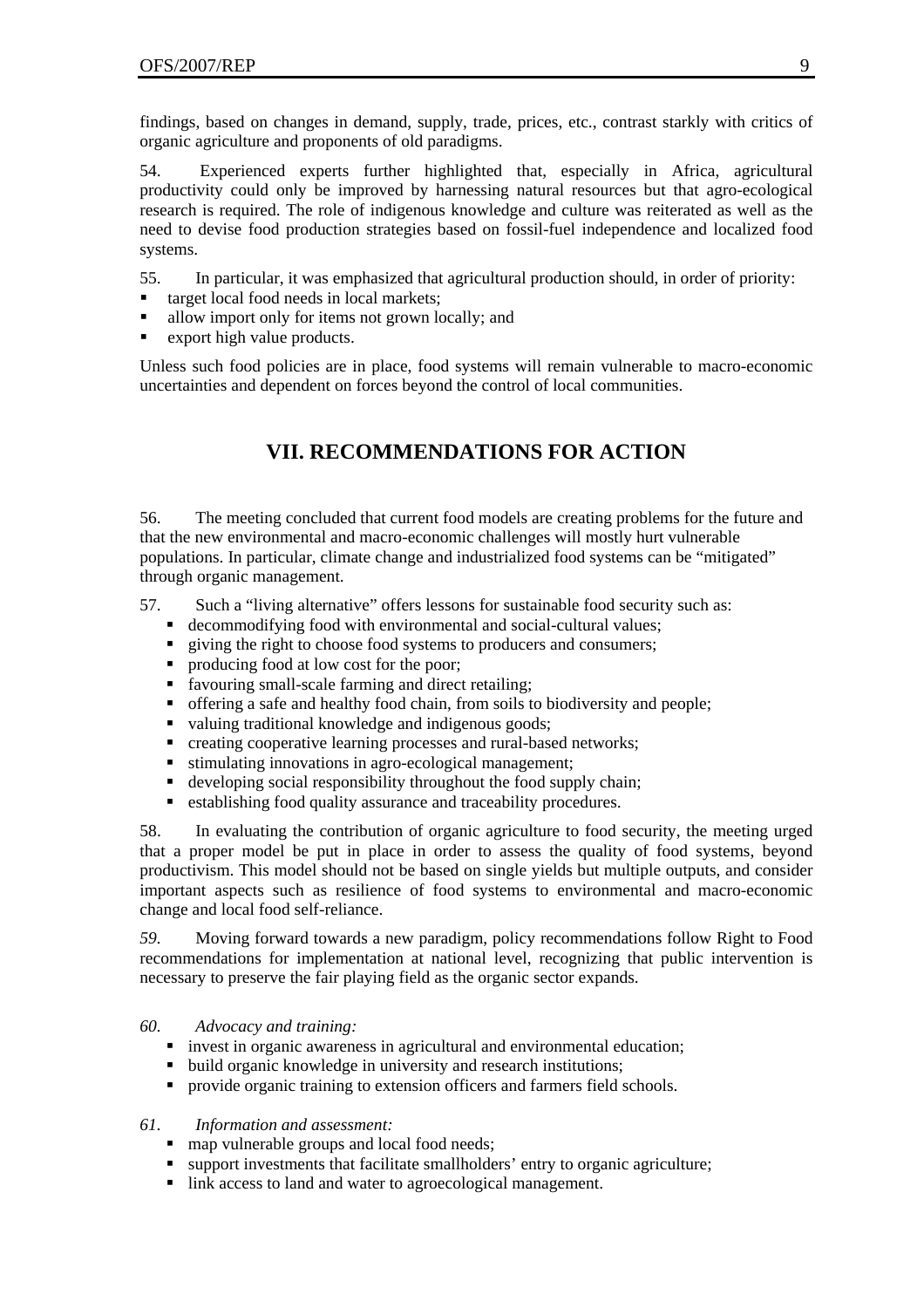findings, based on changes in demand, supply, trade, prices, etc., contrast starkly with critics of organic agriculture and proponents of old paradigms.

54. Experienced experts further highlighted that, especially in Africa, agricultural productivity could only be improved by harnessing natural resources but that agro-ecological research is required. The role of indigenous knowledge and culture was reiterated as well as the need to devise food production strategies based on fossil-fuel independence and localized food systems.

55. In particular, it was emphasized that agricultural production should, in order of priority:

- target local food needs in local markets;
- allow import only for items not grown locally; and
- export high value products.

Unless such food policies are in place, food systems will remain vulnerable to macro-economic uncertainties and dependent on forces beyond the control of local communities.

## VII. RECOMMENDATIONS FOR ACTION

56. The meeting concluded that current food models are creating problems for the future and that the new environmental and macro-economic challenges will mostly hurt vulnerable populations. In particular, climate change and industrialized food systems can be "mitigated" through organic management.

57. Such a "living alternative" offers lessons for sustainable food security such as:

- decommodifying food with environmental and social-cultural values;
- giving the right to choose food systems to producers and consumers;
- producing food at low cost for the poor;
- favouring small-scale farming and direct retailing;
- offering a safe and healthy food chain, from soils to biodiversity and people;
- valuing traditional knowledge and indigenous goods;
- creating cooperative learning processes and rural-based networks;
- stimulating innovations in agro-ecological management;
- developing social responsibility throughout the food supply chain;
- establishing food quality assurance and traceability procedures.

58. In evaluating the contribution of organic agriculture to food security, the meeting urged that a proper model be put in place in order to assess the quality of food systems, beyond productivism. This model should not be based on single yields but multiple outputs, and consider important aspects such as resilience of food systems to environmental and macro-economic change and local food self-reliance.

*59.* Moving forward towards a new paradigm, policy recommendations follow Right to Food recommendations for implementation at national level, recognizing that public intervention is necessary to preserve the fair playing field as the organic sector expands.

*60. Advocacy and training:*

- invest in organic awareness in agricultural and environmental education;
- build organic knowledge in university and research institutions;
- provide organic training to extension officers and farmers field schools.

*61. Information and assessment:*

- map vulnerable groups and local food needs;
- support investments that facilitate smallholders' entry to organic agriculture;
- link access to land and water to agroecological management.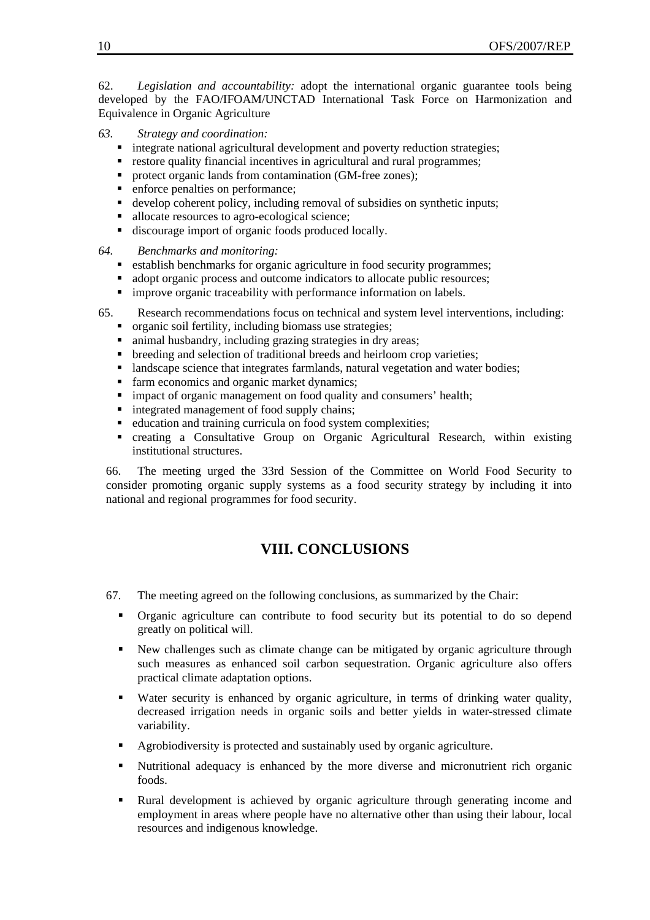62. *Legislation and accountability:* adopt the international organic guarantee tools being developed by the FAO/IFOAM/UNCTAD International Task Force on Harmonization and Equivalence in Organic Agriculture

*63. Strategy and coordination:*

- integrate national agricultural development and poverty reduction strategies;
- restore quality financial incentives in agricultural and rural programmes;
- protect organic lands from contamination (GM-free zones);
- enforce penalties on performance;
- develop coherent policy, including removal of subsidies on synthetic inputs;
- allocate resources to agro-ecological science;
- discourage import of organic foods produced locally.

*64. Benchmarks and monitoring:*

- establish benchmarks for organic agriculture in food security programmes;
- adopt organic process and outcome indicators to allocate public resources;
- improve organic traceability with performance information on labels.

65. Research recommendations focus on technical and system level interventions, including:

- organic soil fertility, including biomass use strategies;
- animal husbandry, including grazing strategies in dry areas;
- breeding and selection of traditional breeds and heirloom crop varieties;
- landscape science that integrates farmlands, natural vegetation and water bodies;
- farm economics and organic market dynamics;
- impact of organic management on food quality and consumers' health;
- integrated management of food supply chains;
- education and training curricula on food system complexities;
- creating a Consultative Group on Organic Agricultural Research, within existing institutional structures.

66. The meeting urged the 33rd Session of the Committee on World Food Security to consider promoting organic supply systems as a food security strategy by including it into national and regional programmes for food security.

## VIII. CONCLUSIONS

67. The meeting agreed on the following conclusions, as summarized by the Chair:

- Organic agriculture can contribute to food security but its potential to do so depend greatly on political will.
- New challenges such as climate change can be mitigated by organic agriculture through such measures as enhanced soil carbon sequestration. Organic agriculture also offers practical climate adaptation options.
- Water security is enhanced by organic agriculture, in terms of drinking water quality, decreased irrigation needs in organic soils and better yields in water-stressed climate variability.
- Agrobiodiversity is protected and sustainably used by organic agriculture.
- Nutritional adequacy is enhanced by the more diverse and micronutrient rich organic foods.
- Rural development is achieved by organic agriculture through generating income and employment in areas where people have no alternative other than using their labour, local resources and indigenous knowledge.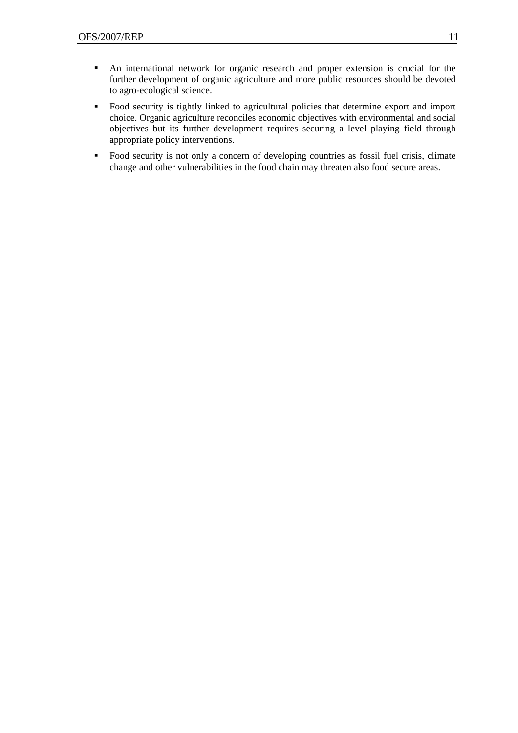- An international network for organic research and proper extension is crucial for the further development of organic agriculture and more public resources should be devoted to agro-ecological science.
- Food security is tightly linked to agricultural policies that determine export and import choice. Organic agriculture reconciles economic objectives with environmental and social objectives but its further development requires securing a level playing field through appropriate policy interventions.
- Food security is not only a concern of developing countries as fossil fuel crisis, climate change and other vulnerabilities in the food chain may threaten also food secure areas.